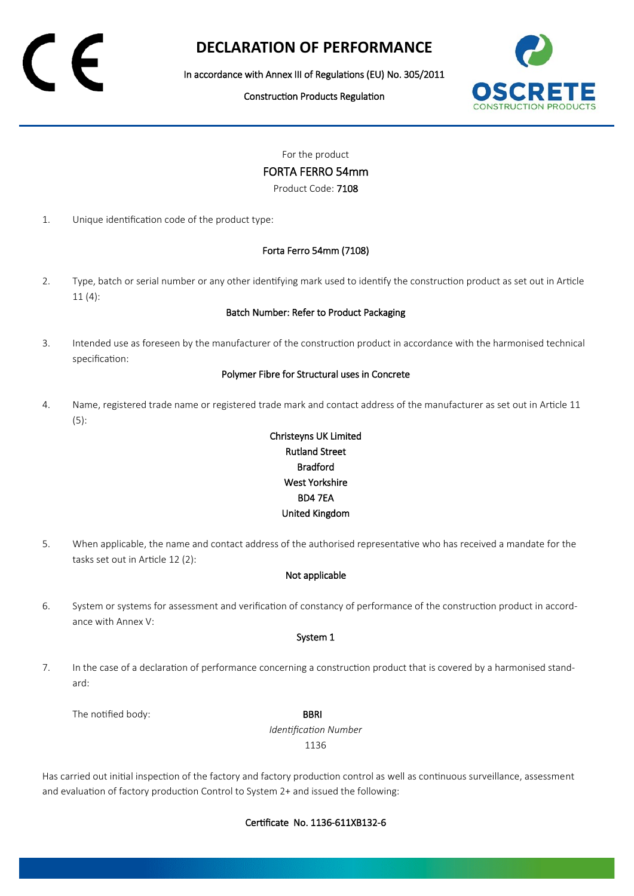# DECLARATION OF PERFORMANCE

In accordance with Annex III of Regulations (EU) No. 305/2011

Construction Products Regulation

For the product

FORTA FERRO 54mm

Product Code: 7108

1. Unique identification code of the product type:

   Forta Ferro 54mm (7108)

2. Type, batch or serial number or any other identifying mark used to identify the construction product as set out in Article 11 (4):

   Batch Number: Refer to Product Packaging

3. Intended use as foreseen by the manufacturer of the construction product in accordance with the harmonised technical specification:

   Polymer Fibre for Structural uses in Concrete

4. Name, registered trade name or registered trade mark and contact address of the manufacturer as set out in Article 11 (5):

   Christeyns UK Limited
   Rutland Street
   Bradford
   West Yorkshire
   BD4 7EA
   United Kingdom

5. When applicable, the name and contact address of the authorised representative who has received a mandate for the tasks set out in Article 12 (2):

   Not applicable

6. System or systems for assessment and verification of constancy of performance of the construction product in accordance with Annex V:

   System 1

7. In the case of a declaration of performance concerning a construction product that is covered by a harmonised standard:

   The notified body: BBRI

   *Identification Number*

   1136

Has carried out initial inspection of the factory and factory production control as well as continuous surveillance, assessment and evaluation of factory production Control to System 2+ and issued the following:

Certificate No. 1136-611XB132-6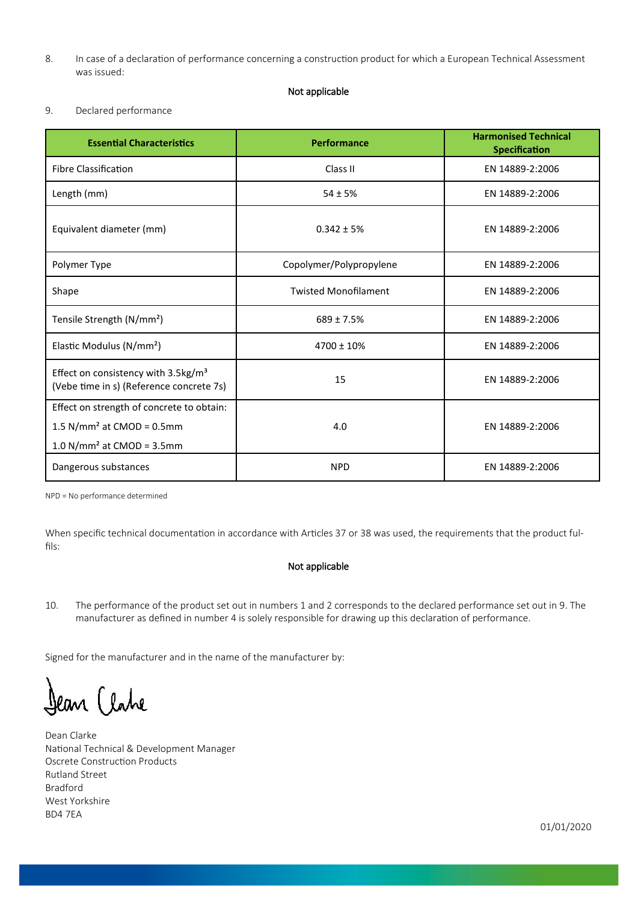8. In case of a declaration of performance concerning a construction product for which a European Technical Assessment was issued:

Not applicable

9. Declared performance

| Essential Characteristics | Performance | Harmonised Technical Specification |
| --- | --- | --- |
| Fibre Classification | Class II | EN 14889-2:2006 |
| Length (mm) | 54 ± 5% | EN 14889-2:2006 |
| Equivalent diameter (mm) | 0.342 ± 5% | EN 14889-2:2006 |
| Polymer Type | Copolymer/Polypropylene | EN 14889-2:2006 |
| Shape | Twisted Monofilament | EN 14889-2:2006 |
| Tensile Strength ($N/mm^2$) | 689 ± 7.5% | EN 14889-2:2006 |
| Elastic Modulus ($N/mm^2$) | 4700 ± 10% | EN 14889-2:2006 |
| Effect on consistency with $3.5kg/m^3$ (Vebe time in s) (Reference concrete 7s) | 15 | EN 14889-2:2006 |
| Effect on strength of concrete to obtain: 1.5 $N/mm^2$ at CMOD = 0.5mm 1.0 $N/mm^2$ at CMOD = 3.5mm | 4.0 | EN 14889-2:2006 |
| Dangerous substances | NPD | EN 14889-2:2006 |

NPD = No performance determined

When specific technical documentation in accordance with Articles 37 or 38 was used, the requirements that the product fulfils:

Not applicable

10. The performance of the product set out in numbers 1 and 2 corresponds to the declared performance set out in 9. The manufacturer as defined in number 4 is solely responsible for drawing up this declaration of performance.

Signed for the manufacturer and in the name of the manufacturer by:

Dean Clarke
National Technical & Development Manager
Oscrete Construction Products
Rutland Street
Bradford
West Yorkshire
BD4 7EA

01/01/2020